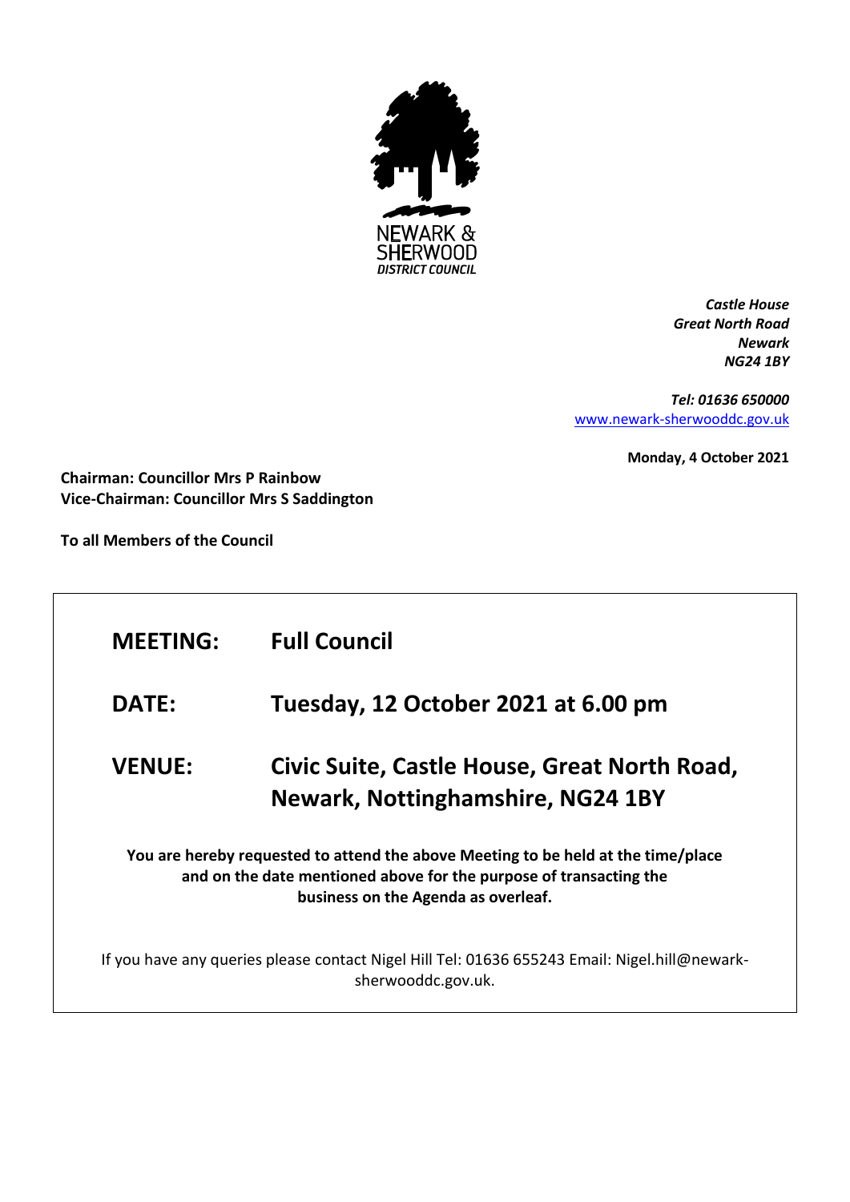NEWARK & SHERWOOD DISTRICT COUNCIL

*Castle House*
*Great North Road*
*Newark*
*NG24 1BY*

*Tel: 01636 650000*
www.newark-sherwooddc.gov.uk

**Monday, 4 October 2021**

**Chairman: Councillor Mrs P Rainbow**
**Vice-Chairman: Councillor Mrs S Saddington**

**To all Members of the Council**

| | |
|---|---|
| **MEETING:** | **Full Council** |
| **DATE:** | **Tuesday, 12 October 2021 at 6.00 pm** |
| **VENUE:** | **Civic Suite, Castle House, Great North Road, Newark, Nottinghamshire, NG24 1BY** |

**You are hereby requested to attend the above Meeting to be held at the time/place and on the date mentioned above for the purpose of transacting the business on the Agenda as overleaf.**

If you have any queries please contact Nigel Hill Tel: 01636 655243 Email: Nigel.hill@newark-sherwooddc.gov.uk.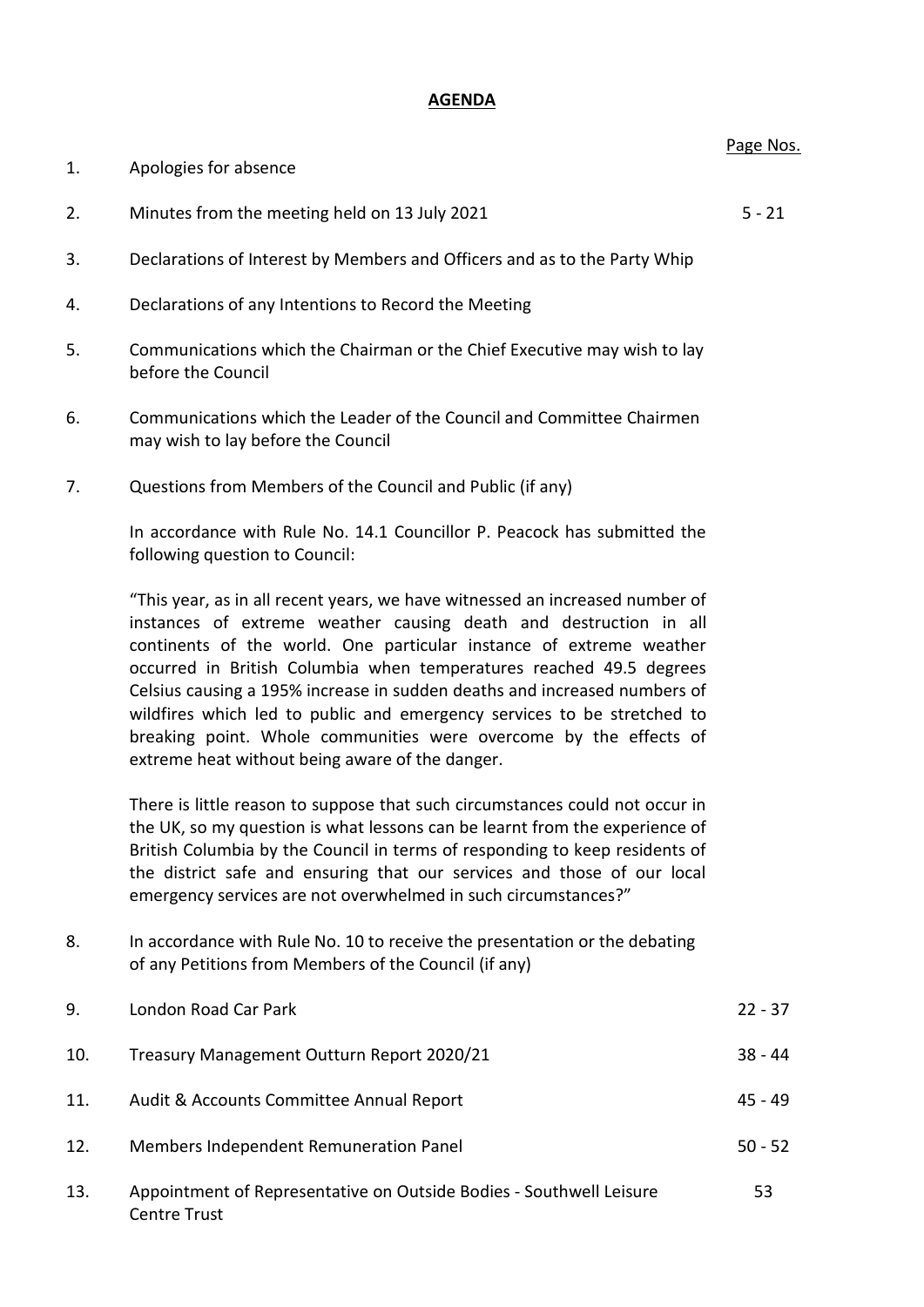## AGENDA

| | | Page Nos. |
|---|---|---|
| 1. | Apologies for absence | |
| 2. | Minutes from the meeting held on 13 July 2021 | 5 - 21 |
| 3. | Declarations of Interest by Members and Officers and as to the Party Whip | |
| 4. | Declarations of any Intentions to Record the Meeting | |
| 5. | Communications which the Chairman or the Chief Executive may wish to lay before the Council | |
| 6. | Communications which the Leader of the Council and Committee Chairmen may wish to lay before the Council | |
| 7. | Questions from Members of the Council and Public (if any) | |

In accordance with Rule No. 14.1 Councillor P. Peacock has submitted the following question to Council:

"This year, as in all recent years, we have witnessed an increased number of instances of extreme weather causing death and destruction in all continents of the world. One particular instance of extreme weather occurred in British Columbia when temperatures reached 49.5 degrees Celsius causing a 195% increase in sudden deaths and increased numbers of wildfires which led to public and emergency services to be stretched to breaking point. Whole communities were overcome by the effects of extreme heat without being aware of the danger.

There is little reason to suppose that such circumstances could not occur in the UK, so my question is what lessons can be learnt from the experience of British Columbia by the Council in terms of responding to keep residents of the district safe and ensuring that our services and those of our local emergency services are not overwhelmed in such circumstances?"

| | | |
|---|---|---|
| 8. | In accordance with Rule No. 10 to receive the presentation or the debating of any Petitions from Members of the Council (if any) | |
| 9. | London Road Car Park | 22 - 37 |
| 10. | Treasury Management Outturn Report 2020/21 | 38 - 44 |
| 11. | Audit & Accounts Committee Annual Report | 45 - 49 |
| 12. | Members Independent Remuneration Panel | 50 - 52 |
| 13. | Appointment of Representative on Outside Bodies - Southwell Leisure Centre Trust | 53 |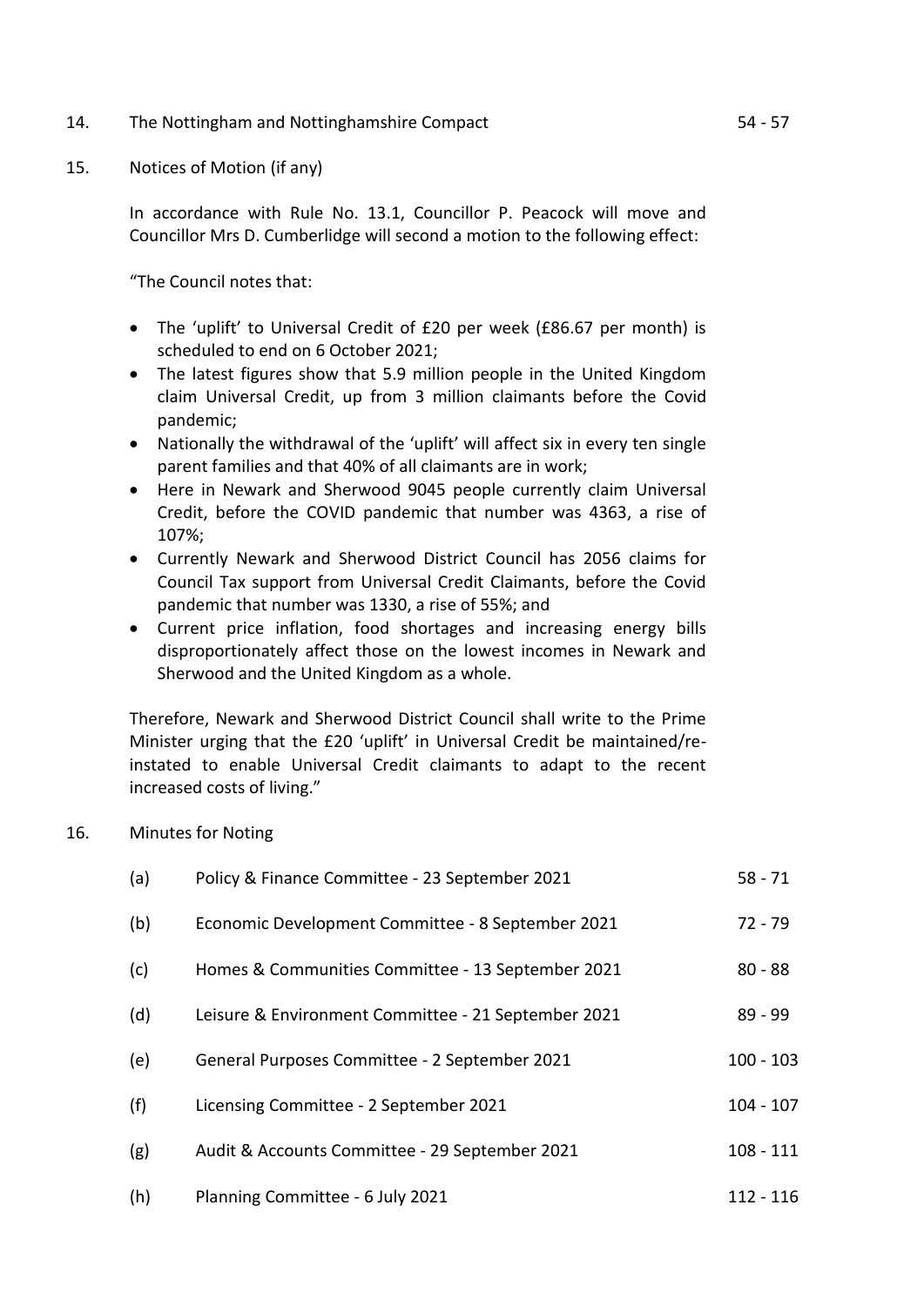14. The Nottingham and Nottinghamshire Compact 54 - 57

15. Notices of Motion (if any)

    In accordance with Rule No. 13.1, Councillor P. Peacock will move and Councillor Mrs D. Cumberlidge will second a motion to the following effect:

    "The Council notes that:

    - The 'uplift' to Universal Credit of £20 per week (£86.67 per month) is scheduled to end on 6 October 2021;
    - The latest figures show that 5.9 million people in the United Kingdom claim Universal Credit, up from 3 million claimants before the Covid pandemic;
    - Nationally the withdrawal of the 'uplift' will affect six in every ten single parent families and that 40% of all claimants are in work;
    - Here in Newark and Sherwood 9045 people currently claim Universal Credit, before the COVID pandemic that number was 4363, a rise of 107%;
    - Currently Newark and Sherwood District Council has 2056 claims for Council Tax support from Universal Credit Claimants, before the Covid pandemic that number was 1330, a rise of 55%; and
    - Current price inflation, food shortages and increasing energy bills disproportionately affect those on the lowest incomes in Newark and Sherwood and the United Kingdom as a whole.

    Therefore, Newark and Sherwood District Council shall write to the Prime Minister urging that the £20 'uplift' in Universal Credit be maintained/re-instated to enable Universal Credit claimants to adapt to the recent increased costs of living."

16. Minutes for Noting

| | | |
|---|---|---|
| (a) | Policy & Finance Committee - 23 September 2021 | 58 - 71 |
| (b) | Economic Development Committee - 8 September 2021 | 72 - 79 |
| (c) | Homes & Communities Committee - 13 September 2021 | 80 - 88 |
| (d) | Leisure & Environment Committee - 21 September 2021 | 89 - 99 |
| (e) | General Purposes Committee - 2 September 2021 | 100 - 103 |
| (f) | Licensing Committee - 2 September 2021 | 104 - 107 |
| (g) | Audit & Accounts Committee - 29 September 2021 | 108 - 111 |
| (h) | Planning Committee - 6 July 2021 | 112 - 116 |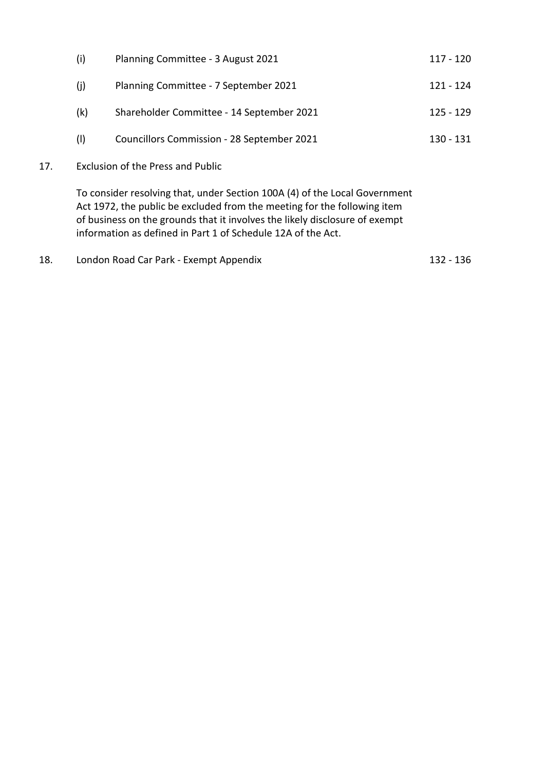| | | |
|---|---|---|
| (i) | Planning Committee - 3 August 2021 | 117 - 120 |
| (j) | Planning Committee - 7 September 2021 | 121 - 124 |
| (k) | Shareholder Committee - 14 September 2021 | 125 - 129 |
| (l) | Councillors Commission - 28 September 2021 | 130 - 131 |

17. Exclusion of the Press and Public

To consider resolving that, under Section 100A (4) of the Local Government Act 1972, the public be excluded from the meeting for the following item of business on the grounds that it involves the likely disclosure of exempt information as defined in Part 1 of Schedule 12A of the Act.

18. London Road Car Park - Exempt Appendix 132 - 136